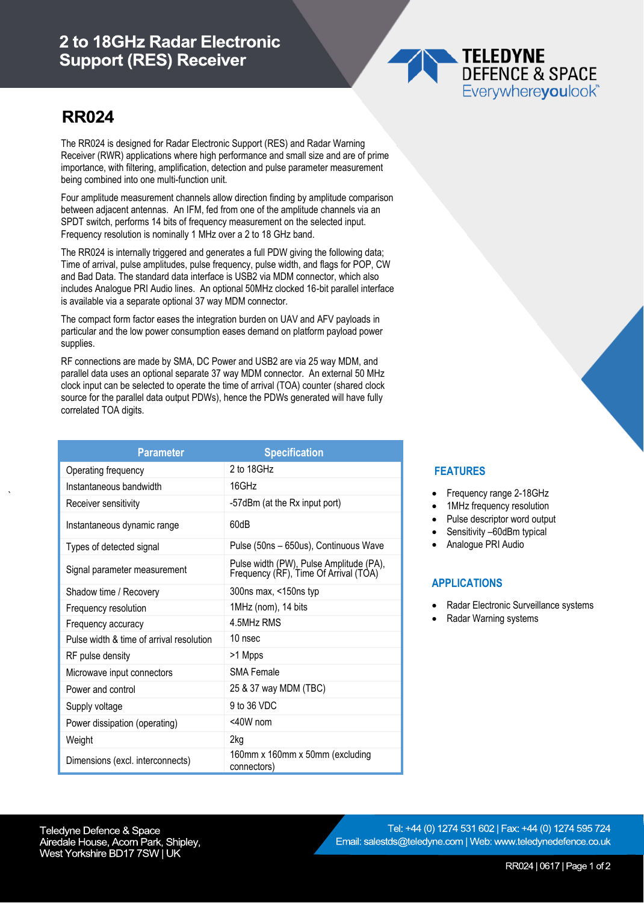# 2 to 18GHz Radar Electronic Support (RES) Receiver

TELEDYNE DEFENCE & SPACE
Everywhereyoulook™

## RR024

The RR024 is designed for Radar Electronic Support (RES) and Radar Warning Receiver (RWR) applications where high performance and small size and are of prime importance, with filtering, amplification, detection and pulse parameter measurement being combined into one multi-function unit.

Four amplitude measurement channels allow direction finding by amplitude comparison between adjacent antennas. An IFM, fed from one of the amplitude channels via an SPDT switch, performs 14 bits of frequency measurement on the selected input. Frequency resolution is nominally 1 MHz over a 2 to 18 GHz band.

The RR024 is internally triggered and generates a full PDW giving the following data; Time of arrival, pulse amplitudes, pulse frequency, pulse width, and flags for POP, CW and Bad Data. The standard data interface is USB2 via MDM connector, which also includes Analogue PRI Audio lines. An optional 50MHz clocked 16-bit parallel interface is available via a separate optional 37 way MDM connector.

The compact form factor eases the integration burden on UAV and AFV payloads in particular and the low power consumption eases demand on platform payload power supplies.

RF connections are made by SMA, DC Power and USB2 are via 25 way MDM, and parallel data uses an optional separate 37 way MDM connector. An external 50 MHz clock input can be selected to operate the time of arrival (TOA) counter (shared clock source for the parallel data output PDWs), hence the PDWs generated will have fully correlated TOA digits.

| Parameter | Specification |
|---|---|
| Operating frequency | 2 to 18GHz |
| Instantaneous bandwidth | 16GHz |
| Receiver sensitivity | -57dBm (at the Rx input port) |
| Instantaneous dynamic range | 60dB |
| Types of detected signal | Pulse (50ns – 650us), Continuous Wave |
| Signal parameter measurement | Pulse width (PW), Pulse Amplitude (PA), Frequency (RF), Time Of Arrival (TOA) |
| Shadow time / Recovery | 300ns max, <150ns typ |
| Frequency resolution | 1MHz (nom), 14 bits |
| Frequency accuracy | 4.5MHz RMS |
| Pulse width & time of arrival resolution | 10 nsec |
| RF pulse density | >1 Mpps |
| Microwave input connectors | SMA Female |
| Power and control | 25 & 37 way MDM (TBC) |
| Supply voltage | 9 to 36 VDC |
| Power dissipation (operating) | <40W nom |
| Weight | 2kg |
| Dimensions (excl. interconnects) | 160mm x 160mm x 50mm (excluding connectors) |

### FEATURES

- Frequency range 2-18GHz
- 1MHz frequency resolution
- Pulse descriptor word output
- Sensitivity –60dBm typical
- Analogue PRI Audio

### APPLICATIONS

- Radar Electronic Surveillance systems
- Radar Warning systems

Teledyne Defence & Space
Airedale House, Acorn Park, Shipley,
West Yorkshire BD17 7SW | UK

Tel: +44 (0) 1274 531 602 | Fax: +44 (0) 1274 595 724
Email: salestds@teledyne.com | Web: www.teledynedefence.co.uk

RR024 | 0617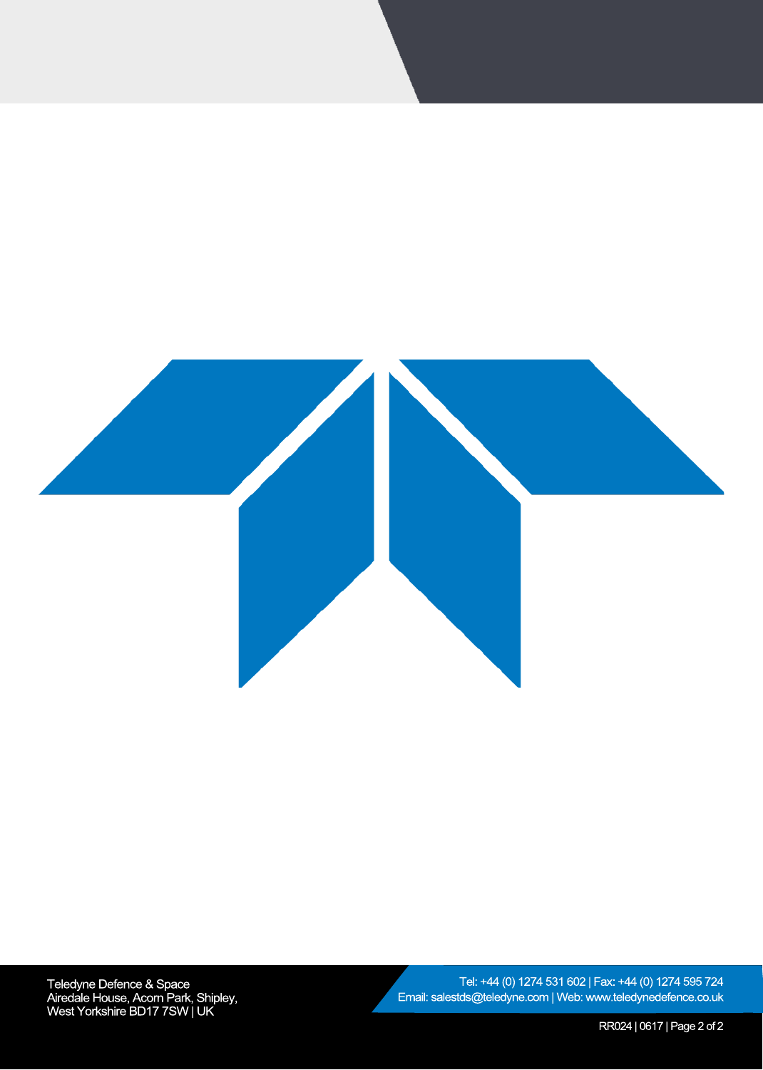Teledyne Defence & Space
Airedale House, Acorn Park, Shipley,
West Yorkshire BD17 7SW | UK

Tel: +44 (0) 1274 531 602 | Fax: +44 (0) 1274 595 724
Email: salestds@teledyne.com | Web: www.teledynedefence.co.uk